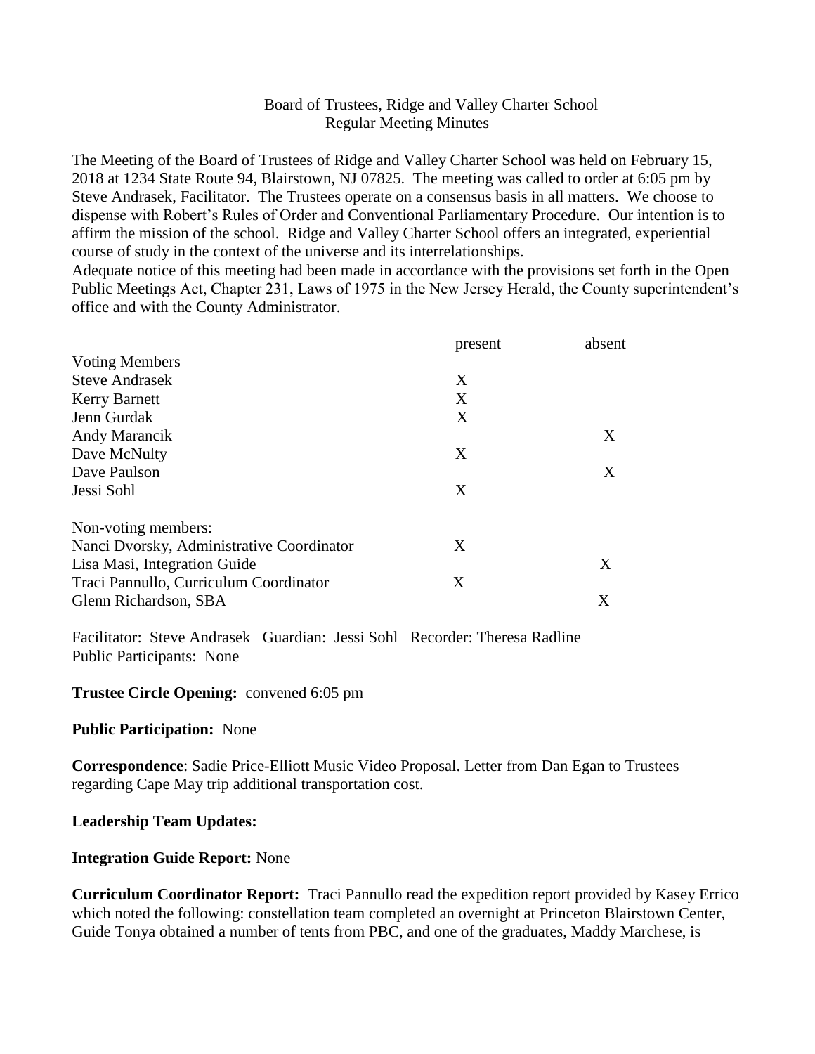Board of Trustees, Ridge and Valley Charter School
Regular Meeting Minutes

The Meeting of the Board of Trustees of Ridge and Valley Charter School was held on February 15, 2018 at 1234 State Route 94, Blairstown, NJ 07825. The meeting was called to order at 6:05 pm by Steve Andrasek, Facilitator. The Trustees operate on a consensus basis in all matters. We choose to dispense with Robert's Rules of Order and Conventional Parliamentary Procedure. Our intention is to affirm the mission of the school. Ridge and Valley Charter School offers an integrated, experiential course of study in the context of the universe and its interrelationships.
Adequate notice of this meeting had been made in accordance with the provisions set forth in the Open Public Meetings Act, Chapter 231, Laws of 1975 in the New Jersey Herald, the County superintendent's office and with the County Administrator.

| | present | absent |
|---|---|---|
| Voting Members | | |
| Steve Andrasek | X | |
| Kerry Barnett | X | |
| Jenn Gurdak | X | |
| Andy Marancik | | X |
| Dave McNulty | X | |
| Dave Paulson | | X |
| Jessi Sohl | X | |
| Non-voting members: | | |
| Nanci Dvorsky, Administrative Coordinator | X | |
| Lisa Masi, Integration Guide | | X |
| Traci Pannullo, Curriculum Coordinator | X | |
| Glenn Richardson, SBA | | X |

Facilitator: Steve Andrasek Guardian: Jessi Sohl Recorder: Theresa Radline
Public Participants: None

**Trustee Circle Opening:** convened 6:05 pm

**Public Participation:** None

**Correspondence**: Sadie Price-Elliott Music Video Proposal. Letter from Dan Egan to Trustees regarding Cape May trip additional transportation cost.

**Leadership Team Updates:**

**Integration Guide Report:** None

**Curriculum Coordinator Report:** Traci Pannullo read the expedition report provided by Kasey Errico which noted the following: constellation team completed an overnight at Princeton Blairstown Center, Guide Tonya obtained a number of tents from PBC, and one of the graduates, Maddy Marchese, is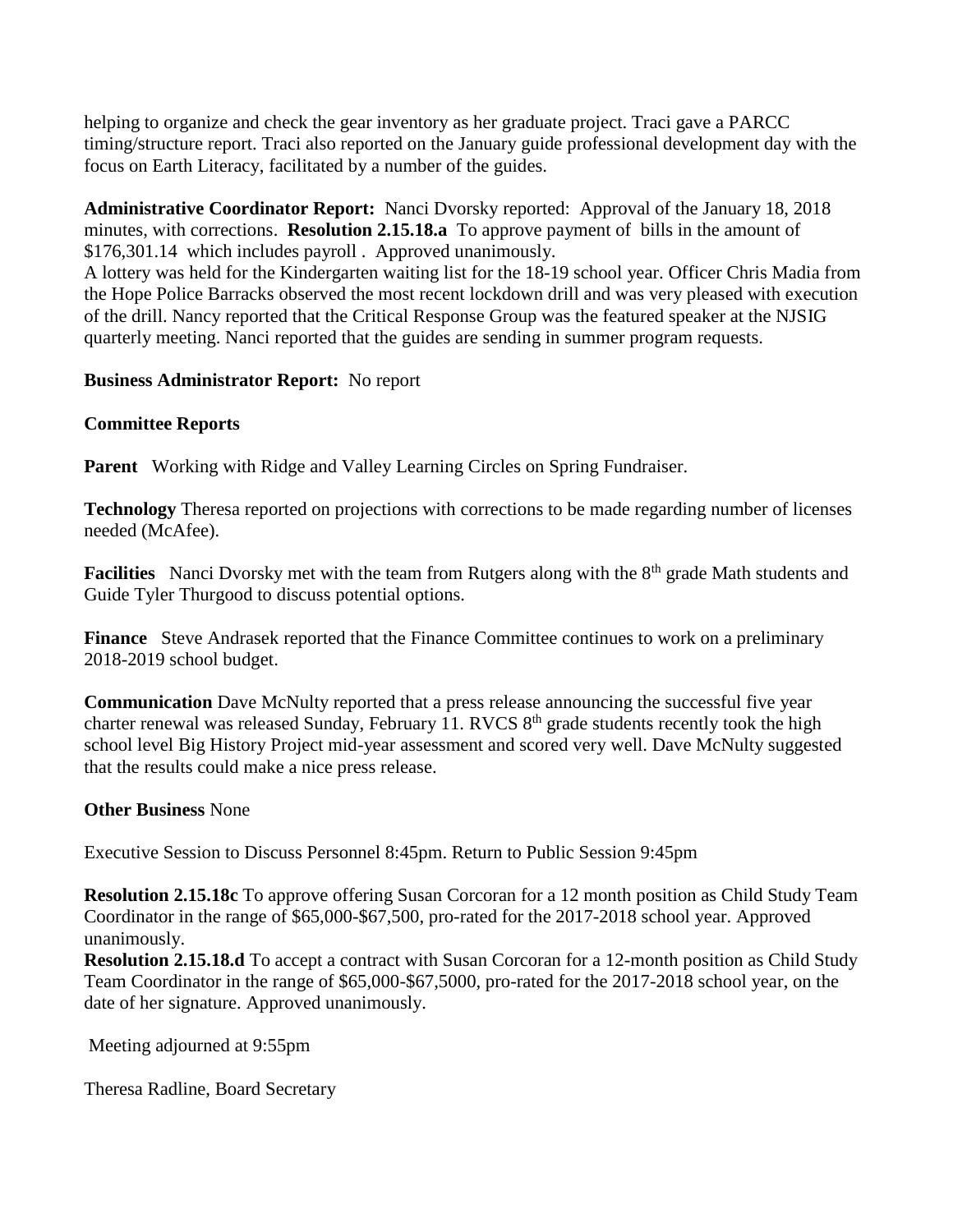helping to organize and check the gear inventory as her graduate project. Traci gave a PARCC timing/structure report. Traci also reported on the January guide professional development day with the focus on Earth Literacy, facilitated by a number of the guides.

**Administrative Coordinator Report:** Nanci Dvorsky reported: Approval of the January 18, 2018 minutes, with corrections. **Resolution 2.15.18.a** To approve payment of bills in the amount of $176,301.14 which includes payroll . Approved unanimously.
A lottery was held for the Kindergarten waiting list for the 18-19 school year. Officer Chris Madia from the Hope Police Barracks observed the most recent lockdown drill and was very pleased with execution of the drill. Nancy reported that the Critical Response Group was the featured speaker at the NJSIG quarterly meeting. Nanci reported that the guides are sending in summer program requests.

**Business Administrator Report:** No report

**Committee Reports**

**Parent** Working with Ridge and Valley Learning Circles on Spring Fundraiser.

**Technology** Theresa reported on projections with corrections to be made regarding number of licenses needed (McAfee).

**Facilities** Nanci Dvorsky met with the team from Rutgers along with the 8th grade Math students and Guide Tyler Thurgood to discuss potential options.

**Finance** Steve Andrasek reported that the Finance Committee continues to work on a preliminary 2018-2019 school budget.

**Communication** Dave McNulty reported that a press release announcing the successful five year charter renewal was released Sunday, February 11. RVCS 8th grade students recently took the high school level Big History Project mid-year assessment and scored very well. Dave McNulty suggested that the results could make a nice press release.

**Other Business** None

Executive Session to Discuss Personnel 8:45pm. Return to Public Session 9:45pm

**Resolution 2.15.18c** To approve offering Susan Corcoran for a 12 month position as Child Study Team Coordinator in the range of $65,000-$67,500, pro-rated for the 2017-2018 school year. Approved unanimously.
**Resolution 2.15.18.d** To accept a contract with Susan Corcoran for a 12-month position as Child Study Team Coordinator in the range of $65,000-$67,5000, pro-rated for the 2017-2018 school year, on the date of her signature. Approved unanimously.

Meeting adjourned at 9:55pm

Theresa Radline, Board Secretary